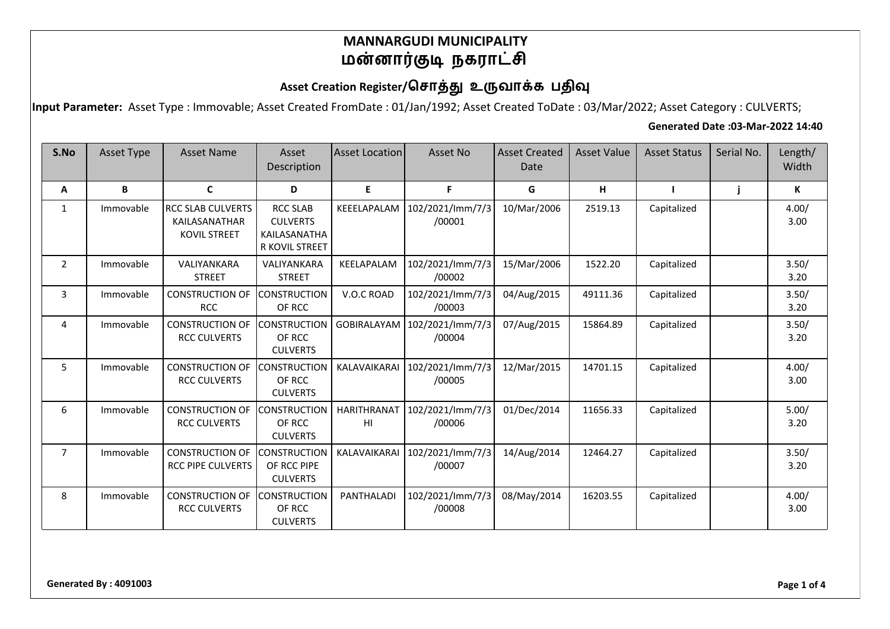# MANNARGUDI MUNICIPALITY
# மன்னார்குடி நகராட்சி

## Asset Creation Register/சொத்து உருவாக்க பதிவு

**Input Parameter:** Asset Type : Immovable; Asset Created FromDate : 01/Jan/1992; Asset Created ToDate : 03/Mar/2022; Asset Category : CULVERTS;

**Generated Date :03-Mar-2022 14:40**

| S.No | Asset Type | Asset Name | Asset Description | Asset Location | Asset No | Asset Created Date | Asset Value | Asset Status | Serial No. | Length/ Width |
|---|---|---|---|---|---|---|---|---|---|---|
| A | B | C | D | E | F | G | H | I | j | K |
| 1 | Immovable | RCC SLAB CULVERTS KAILASANATHAR KOVIL STREET | RCC SLAB CULVERTS KAILASANATHAR KOVIL STREET | KEEELAPALAM | 102/2021/Imm/7/3/00001 | 10/Mar/2006 | 2519.13 | Capitalized | | 4.00/ 3.00 |
| 2 | Immovable | VALIYANKARA STREET | VALIYANKARA STREET | KEELAPALAM | 102/2021/Imm/7/3/00002 | 15/Mar/2006 | 1522.20 | Capitalized | | 3.50/ 3.20 |
| 3 | Immovable | CONSTRUCTION OF RCC | CONSTRUCTION OF RCC | V.O.C ROAD | 102/2021/Imm/7/3/00003 | 04/Aug/2015 | 49111.36 | Capitalized | | 3.50/ 3.20 |
| 4 | Immovable | CONSTRUCTION OF RCC CULVERTS | CONSTRUCTION OF RCC CULVERTS | GOBIRALAYAM | 102/2021/Imm/7/3/00004 | 07/Aug/2015 | 15864.89 | Capitalized | | 3.50/ 3.20 |
| 5 | Immovable | CONSTRUCTION OF RCC CULVERTS | CONSTRUCTION OF RCC CULVERTS | KALAVAIKARAI | 102/2021/Imm/7/3/00005 | 12/Mar/2015 | 14701.15 | Capitalized | | 4.00/ 3.00 |
| 6 | Immovable | CONSTRUCTION OF RCC CULVERTS | CONSTRUCTION OF RCC CULVERTS | HARITHRANATHI | 102/2021/Imm/7/3/00006 | 01/Dec/2014 | 11656.33 | Capitalized | | 5.00/ 3.20 |
| 7 | Immovable | CONSTRUCTION OF RCC PIPE CULVERTS | CONSTRUCTION OF RCC PIPE CULVERTS | KALAVAIKARAI | 102/2021/Imm/7/3/00007 | 14/Aug/2014 | 12464.27 | Capitalized | | 3.50/ 3.20 |
| 8 | Immovable | CONSTRUCTION OF RCC CULVERTS | CONSTRUCTION OF RCC CULVERTS | PANTHALADI | 102/2021/Imm/7/3/00008 | 08/May/2014 | 16203.55 | Capitalized | | 4.00/ 3.00 |

**Generated By : 4091003**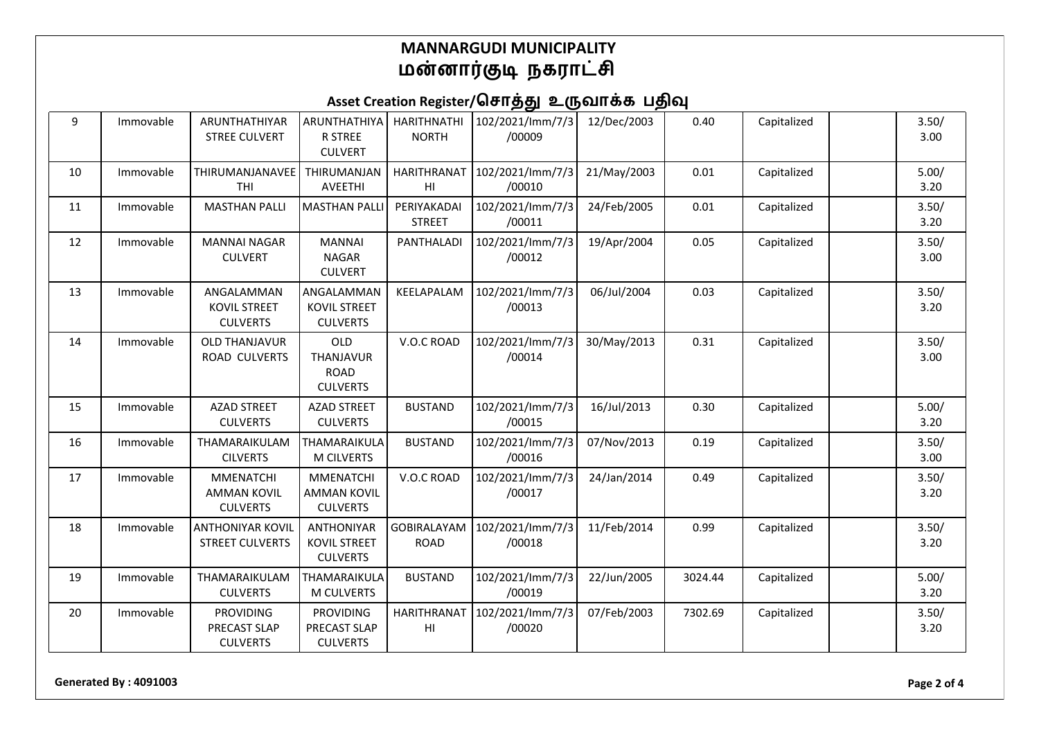# MANNARGUDI MUNICIPALITY
# மன்னார்குடி நகராட்சி

## Asset Creation Register/சொத்து உருவாக்க பதிவு

| | | | | | | | | | | |
|---|---|---|---|---|---|---|---|---|---|---|
| 9 | Immovable | ARUNTHATHIYAR STREE CULVERT | ARUNTHATHIYAR STREE CULVERT | HARITHNATHI NORTH | 102/2021/Imm/7/3/00009 | 12/Dec/2003 | 0.40 | Capitalized | | 3.50/ 3.00 |
| 10 | Immovable | THIRUMANJANAVEETHI | THIRUMANJANAVEETHI | HARITHRANATHI | 102/2021/Imm/7/3/00010 | 21/May/2003 | 0.01 | Capitalized | | 5.00/ 3.20 |
| 11 | Immovable | MASTHAN PALLI | MASTHAN PALLI | PERIYAKADAI STREET | 102/2021/Imm/7/3/00011 | 24/Feb/2005 | 0.01 | Capitalized | | 3.50/ 3.20 |
| 12 | Immovable | MANNAI NAGAR CULVERT | MANNAI NAGAR CULVERT | PANTHALADI | 102/2021/Imm/7/3/00012 | 19/Apr/2004 | 0.05 | Capitalized | | 3.50/ 3.00 |
| 13 | Immovable | ANGALAMMAN KOVIL STREET CULVERTS | ANGALAMMAN KOVIL STREET CULVERTS | KEELAPALAM | 102/2021/Imm/7/3/00013 | 06/Jul/2004 | 0.03 | Capitalized | | 3.50/ 3.20 |
| 14 | Immovable | OLD THANJAVUR ROAD CULVERTS | OLD THANJAVUR ROAD CULVERTS | V.O.C ROAD | 102/2021/Imm/7/3/00014 | 30/May/2013 | 0.31 | Capitalized | | 3.50/ 3.00 |
| 15 | Immovable | AZAD STREET CULVERTS | AZAD STREET CULVERTS | BUSTAND | 102/2021/Imm/7/3/00015 | 16/Jul/2013 | 0.30 | Capitalized | | 5.00/ 3.20 |
| 16 | Immovable | THAMARAIKULAM CILVERTS | THAMARAIKULAM CILVERTS | BUSTAND | 102/2021/Imm/7/3/00016 | 07/Nov/2013 | 0.19 | Capitalized | | 3.50/ 3.00 |
| 17 | Immovable | MMENATCHI AMMAN KOVIL CULVERTS | MMENATCHI AMMAN KOVIL CULVERTS | V.O.C ROAD | 102/2021/Imm/7/3/00017 | 24/Jan/2014 | 0.49 | Capitalized | | 3.50/ 3.20 |
| 18 | Immovable | ANTHONIYAR KOVIL STREET CULVERTS | ANTHONIYAR KOVIL STREET CULVERTS | GOBIRALAYAM ROAD | 102/2021/Imm/7/3/00018 | 11/Feb/2014 | 0.99 | Capitalized | | 3.50/ 3.20 |
| 19 | Immovable | THAMARAIKULAM CULVERTS | THAMARAIKULAM CULVERTS | BUSTAND | 102/2021/Imm/7/3/00019 | 22/Jun/2005 | 3024.44 | Capitalized | | 5.00/ 3.20 |
| 20 | Immovable | PROVIDING PRECAST SLAP CULVERTS | PROVIDING PRECAST SLAP CULVERTS | HARITHRANATHI | 102/2021/Imm/7/3/00020 | 07/Feb/2003 | 7302.69 | Capitalized | | 3.50/ 3.20 |

**Generated By : 4091003**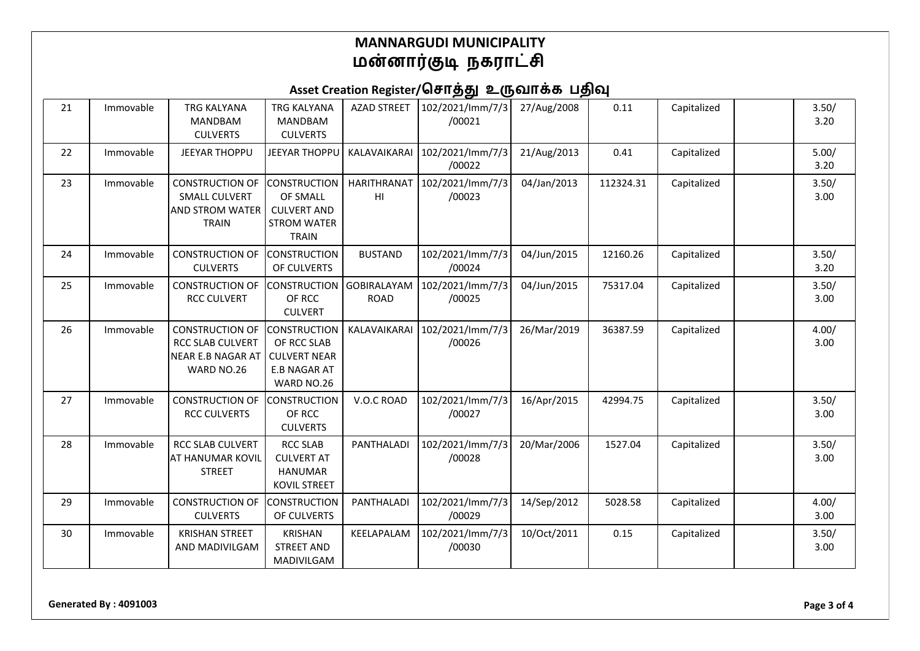# MANNARGUDI MUNICIPALITY
# மன்னார்குடி நகராட்சி

## Asset Creation Register/சொத்து உருவாக்க பதிவு

| | | | | | | | | | | |
|---|---|---|---|---|---|---|---|---|---|---|
| 21 | Immovable | TRG KALYANA MANDBAM CULVERTS | TRG KALYANA MANDBAM CULVERTS | AZAD STREET | 102/2021/Imm/7/3/00021 | 27/Aug/2008 | 0.11 | Capitalized | | 3.50/ 3.20 |
| 22 | Immovable | JEEYAR THOPPU | JEEYAR THOPPU | KALAVAIKARAI | 102/2021/Imm/7/3/00022 | 21/Aug/2013 | 0.41 | Capitalized | | 5.00/ 3.20 |
| 23 | Immovable | CONSTRUCTION OF SMALL CULVERT AND STROM WATER TRAIN | CONSTRUCTION OF SMALL CULVERT AND STROM WATER TRAIN | HARITHRANATHI | 102/2021/Imm/7/3/00023 | 04/Jan/2013 | 112324.31 | Capitalized | | 3.50/ 3.00 |
| 24 | Immovable | CONSTRUCTION OF CULVERTS | CONSTRUCTION OF CULVERTS | BUSTAND | 102/2021/Imm/7/3/00024 | 04/Jun/2015 | 12160.26 | Capitalized | | 3.50/ 3.20 |
| 25 | Immovable | CONSTRUCTION OF RCC CULVERT | CONSTRUCTION OF RCC CULVERT | GOBIRALAYAM ROAD | 102/2021/Imm/7/3/00025 | 04/Jun/2015 | 75317.04 | Capitalized | | 3.50/ 3.00 |
| 26 | Immovable | CONSTRUCTION OF RCC SLAB CULVERT NEAR E.B NAGAR AT WARD NO.26 | CONSTRUCTION OF RCC SLAB CULVERT NEAR E.B NAGAR AT WARD NO.26 | KALAVAIKARAI | 102/2021/Imm/7/3/00026 | 26/Mar/2019 | 36387.59 | Capitalized | | 4.00/ 3.00 |
| 27 | Immovable | CONSTRUCTION OF RCC CULVERTS | CONSTRUCTION OF RCC CULVERTS | V.O.C ROAD | 102/2021/Imm/7/3/00027 | 16/Apr/2015 | 42994.75 | Capitalized | | 3.50/ 3.00 |
| 28 | Immovable | RCC SLAB CULVERT AT HANUMAR KOVIL STREET | RCC SLAB CULVERT AT HANUMAR KOVIL STREET | PANTHALADI | 102/2021/Imm/7/3/00028 | 20/Mar/2006 | 1527.04 | Capitalized | | 3.50/ 3.00 |
| 29 | Immovable | CONSTRUCTION OF CULVERTS | CONSTRUCTION OF CULVERTS | PANTHALADI | 102/2021/Imm/7/3/00029 | 14/Sep/2012 | 5028.58 | Capitalized | | 4.00/ 3.00 |
| 30 | Immovable | KRISHAN STREET AND MADIVILGAM | KRISHAN STREET AND MADIVILGAM | KEELAPALAM | 102/2021/Imm/7/3/00030 | 10/Oct/2011 | 0.15 | Capitalized | | 3.50/ 3.00 |

**Generated By : 4091003**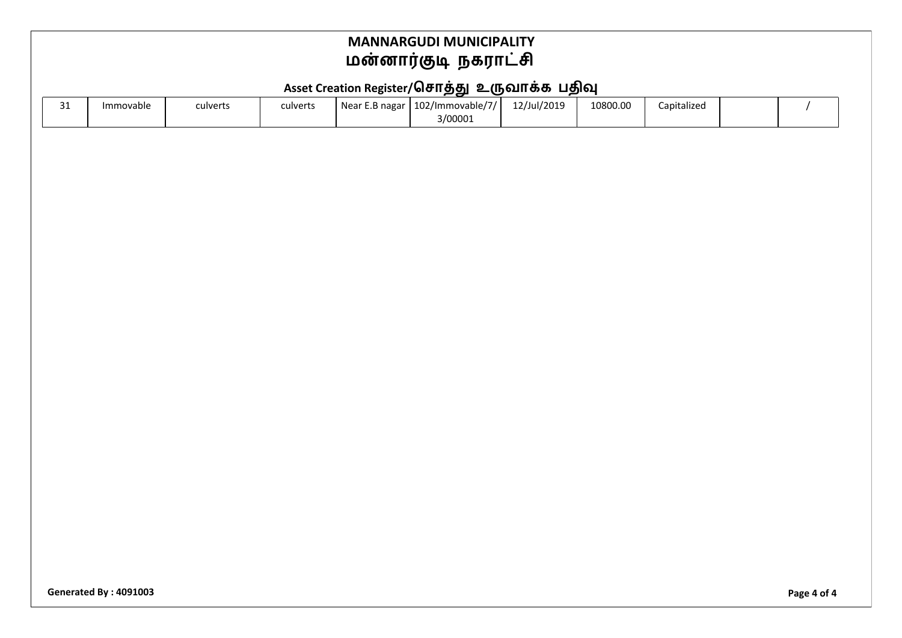# MANNARGUDI MUNICIPALITY
# மன்னார்குடி நகராட்சி

## Asset Creation Register/சொத்து உருவாக்க பதிவு

| | | | | | | | | | | |
|---|---|---|---|---|---|---|---|---|---|---|
| 31 | Immovable | culverts | culverts | Near E.B nagar | 102/Immovable/7/3/00001 | 12/Jul/2019 | 10800.00 | Capitalized | | / |

**Generated By : 4091003**